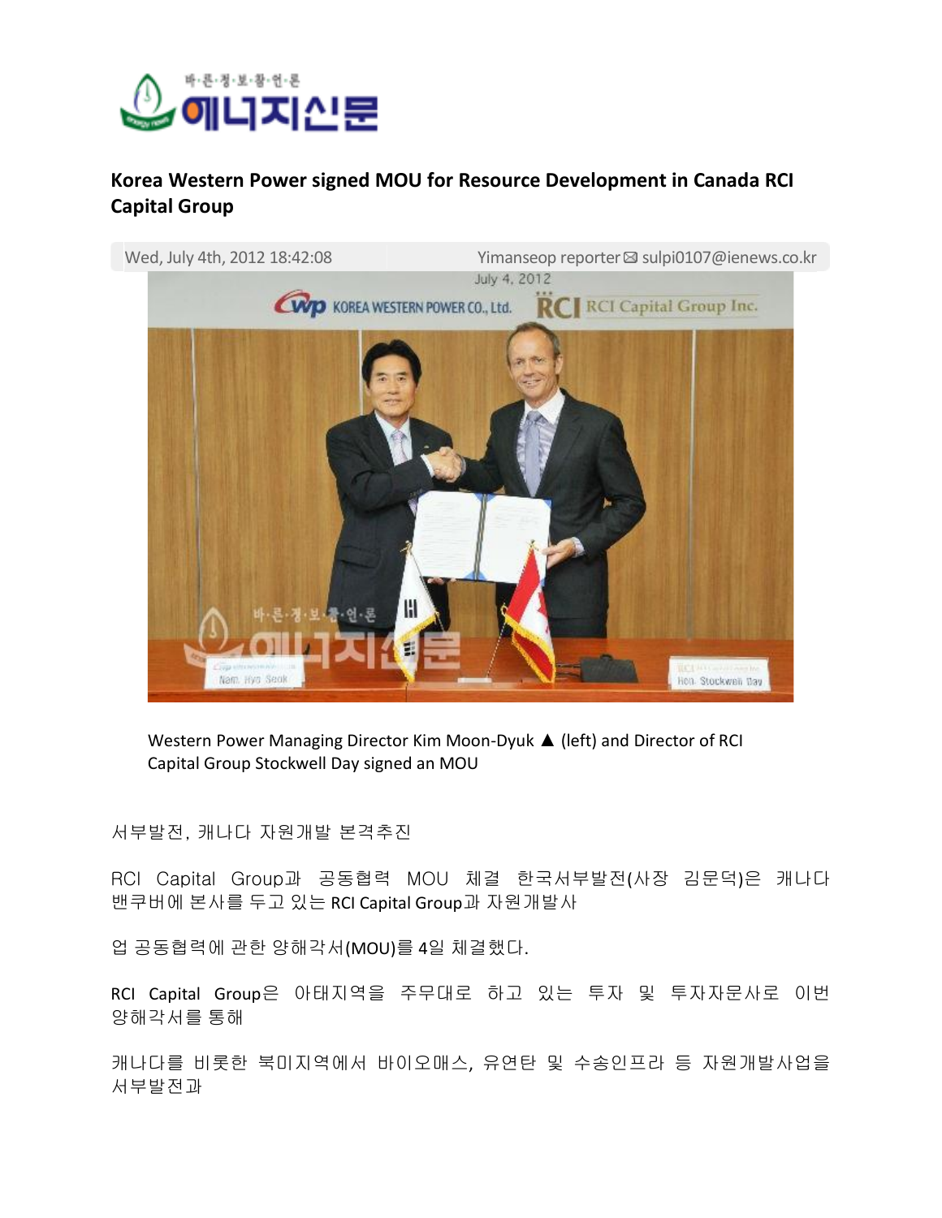# Korea Western Power signed MOU for Resource Development in Canada RCI Capital Group

Wed, July 4th, 2012 18:42:08 | Yimanseop reporter ✉ sulpi0107@ienews.co.kr

Western Power Managing Director Kim Moon-Dyuk ▲ (left) and Director of RCI Capital Group Stockwell Day signed an MOU

서부발전, 캐나다 자원개발 본격추진

RCI Capital Group과 공동협력 MOU 체결 한국서부발전(사장 김문덕)은 캐나다 밴쿠버에 본사를 두고 있는 RCI Capital Group과 자원개발사

업 공동협력에 관한 양해각서(MOU)를 4일 체결했다.

RCI Capital Group은 아태지역을 주무대로 하고 있는 투자 및 투자자문사로 이번 양해각서를 통해

캐나다를 비롯한 북미지역에서 바이오매스, 유연탄 및 수송인프라 등 자원개발사업을 서부발전과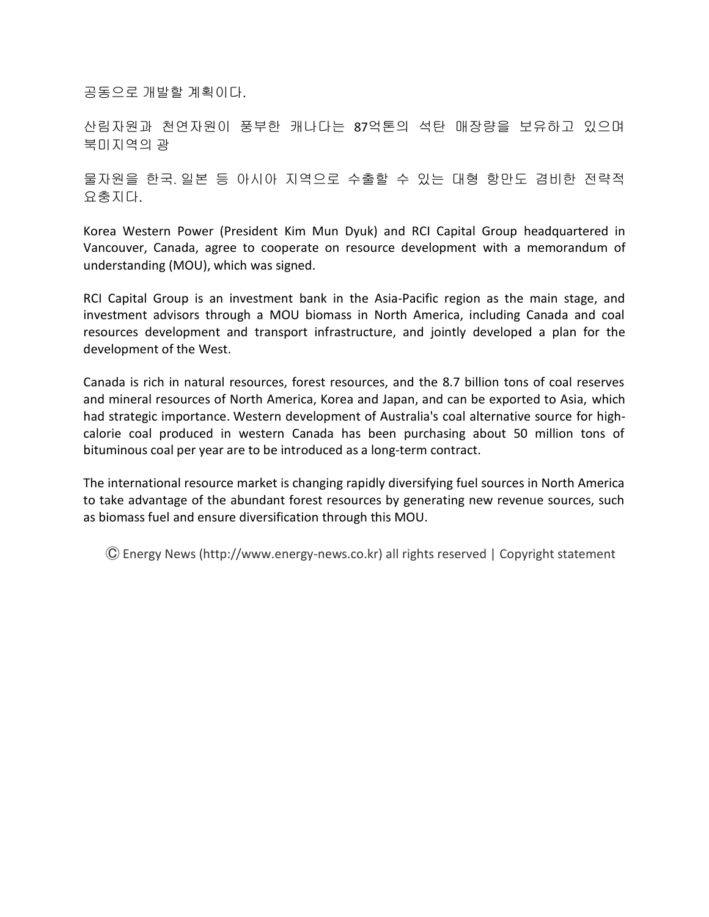공동으로 개발할 계획이다.

산림자원과 천연자원이 풍부한 캐나다는 87억톤의 석탄 매장량을 보유하고 있으며 북미지역의 광

물자원을 한국. 일본 등 아시아 지역으로 수출할 수 있는 대형 항만도 겸비한 전략적 요충지다.

Korea Western Power (President Kim Mun Dyuk) and RCI Capital Group headquartered in Vancouver, Canada, agree to cooperate on resource development with a memorandum of understanding (MOU), which was signed.

RCI Capital Group is an investment bank in the Asia-Pacific region as the main stage, and investment advisors through a MOU biomass in North America, including Canada and coal resources development and transport infrastructure, and jointly developed a plan for the development of the West.

Canada is rich in natural resources, forest resources, and the 8.7 billion tons of coal reserves and mineral resources of North America, Korea and Japan, and can be exported to Asia, which had strategic importance. Western development of Australia's coal alternative source for high-calorie coal produced in western Canada has been purchasing about 50 million tons of bituminous coal per year are to be introduced as a long-term contract.

The international resource market is changing rapidly diversifying fuel sources in North America to take advantage of the abundant forest resources by generating new revenue sources, such as biomass fuel and ensure diversification through this MOU.

Ⓒ Energy News (http://www.energy-news.co.kr) all rights reserved | Copyright statement